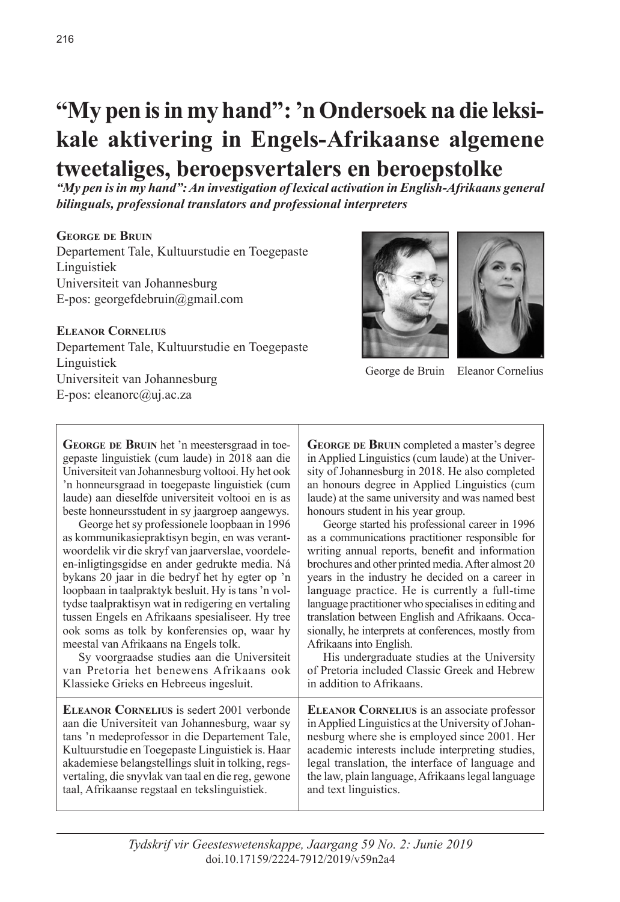# "My pen is in my hand": 'n Ondersoek na die leksikale aktivering in Engels-Afrikaanse algemene tweetaliges, beroepsvertalers en beroepstolke

***"My pen is in my hand": An investigation of lexical activation in English-Afrikaans general bilinguals, professional translators and professional interpreters***

**George de Bruin**
Departement Tale, Kultuurstudie en Toegepaste Linguistiek
Universiteit van Johannesburg
E-pos: georgefdebruin@gmail.com

**Eleanor Cornelius**
Departement Tale, Kultuurstudie en Toegepaste Linguistiek
Universiteit van Johannesburg
E-pos: eleanorc@uj.ac.za

George de Bruin    Eleanor Cornelius

**George de Bruin** het 'n meestersgraad in toegepaste linguistiek (cum laude) in 2018 aan die Universiteit van Johannesburg voltooi. Hy het ook 'n honneursgraad in toegepaste linguistiek (cum laude) aan dieselfde universiteit voltooi en is as beste honneursstudent in sy jaargroep aangewys.

George het sy professionele loopbaan in 1996 as kommunikasiepraktisyn begin, en was verantwoordelik vir die skryf van jaarverslae, voordele-en-inligtingsgidse en ander gedrukte media. Ná bykans 20 jaar in die bedryf het hy egter op 'n loopbaan in taalpraktyk besluit. Hy is tans 'n voltydse taalpraktisyn wat in redigering en vertaling tussen Engels en Afrikaans spesialiseer. Hy tree ook soms as tolk by konferensies op, waar hy meestal van Afrikaans na Engels tolk.

Sy voorgraadse studies aan die Universiteit van Pretoria het benewens Afrikaans ook Klassieke Grieks en Hebreeus ingesluit.

**George de Bruin** completed a master's degree in Applied Linguistics (cum laude) at the University of Johannesburg in 2018. He also completed an honours degree in Applied Linguistics (cum laude) at the same university and was named best honours student in his year group.

George started his professional career in 1996 as a communications practitioner responsible for writing annual reports, benefit and information brochures and other printed media. After almost 20 years in the industry he decided on a career in language practice. He is currently a full-time language practitioner who specialises in editing and translation between English and Afrikaans. Occasionally, he interprets at conferences, mostly from Afrikaans into English.

His undergraduate studies at the University of Pretoria included Classic Greek and Hebrew in addition to Afrikaans.

**Eleanor Cornelius** is sedert 2001 verbonde aan die Universiteit van Johannesburg, waar sy tans 'n medeprofessor in die Departement Tale, Kultuurstudie en Toegepaste Linguistiek is. Haar akademiese belangstellings sluit in tolking, regsvertaling, die snyvlak van taal en die reg, gewone taal, Afrikaanse regstaal en tekslinguistiek.

**Eleanor Cornelius** is an associate professor in Applied Linguistics at the University of Johannesburg where she is employed since 2001. Her academic interests include interpreting studies, legal translation, the interface of language and the law, plain language, Afrikaans legal language and text linguistics.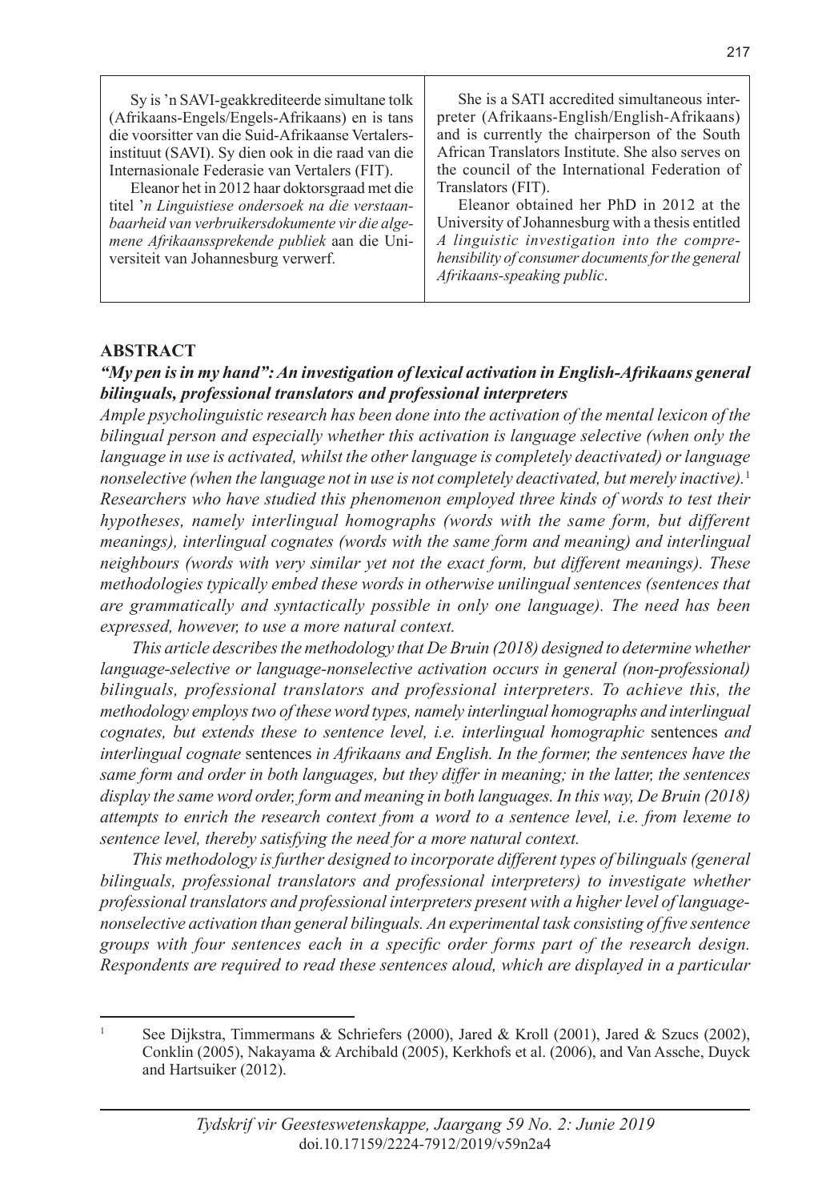Sy is 'n SAVI-geakkrediteerde simultane tolk (Afrikaans-Engels/Engels-Afrikaans) en is tans die voorsitter van die Suid-Afrikaanse Vertalersinstituut (SAVI). Sy dien ook in die raad van die Internasionale Federasie van Vertalers (FIT).

Eleanor het in 2012 haar doktorsgraad met die titel *'n Linguistiese ondersoek na die verstaanbaarheid van verbruikersdokumente vir die algemene Afrikaanssprekende publiek* aan die Universiteit van Johannesburg verwerf.

She is a SATI accredited simultaneous interpreter (Afrikaans-English/English-Afrikaans) and is currently the chairperson of the South African Translators Institute. She also serves on the council of the International Federation of Translators (FIT).

Eleanor obtained her PhD in 2012 at the University of Johannesburg with a thesis entitled *A linguistic investigation into the comprehensibility of consumer documents for the general Afrikaans-speaking public*.

## ABSTRACT

***"My pen is in my hand": An investigation of lexical activation in English-Afrikaans general bilinguals, professional translators and professional interpreters***

*Ample psycholinguistic research has been done into the activation of the mental lexicon of the bilingual person and especially whether this activation is language selective (when only the language in use is activated, whilst the other language is completely deactivated) or language nonselective (when the language not in use is not completely deactivated, but merely inactive).*[1] *Researchers who have studied this phenomenon employed three kinds of words to test their hypotheses, namely interlingual homographs (words with the same form, but different meanings), interlingual cognates (words with the same form and meaning) and interlingual neighbours (words with very similar yet not the exact form, but different meanings). These methodologies typically embed these words in otherwise unilingual sentences (sentences that are grammatically and syntactically possible in only one language). The need has been expressed, however, to use a more natural context.*

*This article describes the methodology that De Bruin (2018) designed to determine whether language-selective or language-nonselective activation occurs in general (non-professional) bilinguals, professional translators and professional interpreters. To achieve this, the methodology employs two of these word types, namely interlingual homographs and interlingual cognates, but extends these to sentence level, i.e. interlingual homographic* sentences *and interlingual cognate* sentences *in Afrikaans and English. In the former, the sentences have the same form and order in both languages, but they differ in meaning; in the latter, the sentences display the same word order, form and meaning in both languages. In this way, De Bruin (2018) attempts to enrich the research context from a word to a sentence level, i.e. from lexeme to sentence level, thereby satisfying the need for a more natural context.*

*This methodology is further designed to incorporate different types of bilinguals (general bilinguals, professional translators and professional interpreters) to investigate whether professional translators and professional interpreters present with a higher level of language-nonselective activation than general bilinguals. An experimental task consisting of five sentence groups with four sentences each in a specific order forms part of the research design. Respondents are required to read these sentences aloud, which are displayed in a particular*

[1] See Dijkstra, Timmermans & Schriefers (2000), Jared & Kroll (2001), Jared & Szucs (2002), Conklin (2005), Nakayama & Archibald (2005), Kerkhofs et al. (2006), and Van Assche, Duyck and Hartsuiker (2012).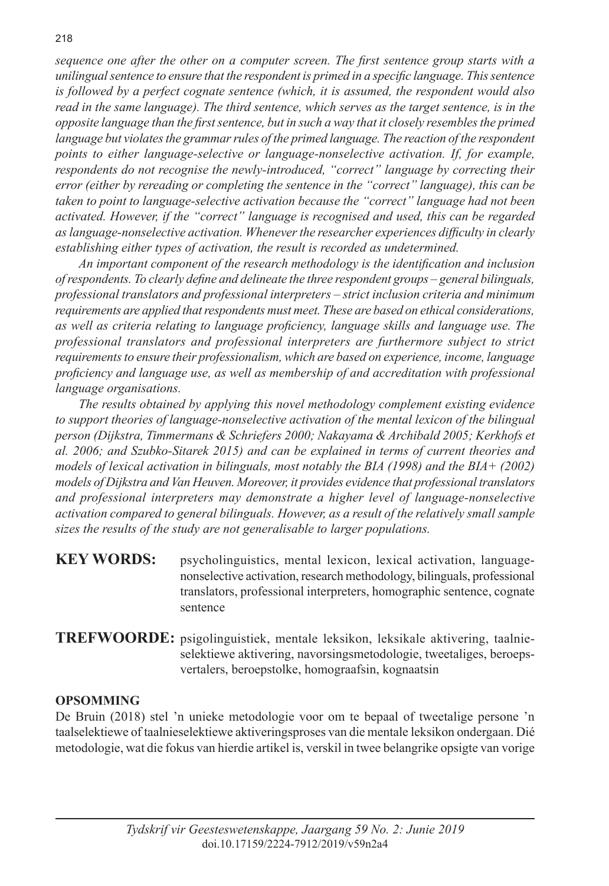*sequence one after the other on a computer screen. The first sentence group starts with a unilingual sentence to ensure that the respondent is primed in a specific language. This sentence is followed by a perfect cognate sentence (which, it is assumed, the respondent would also read in the same language). The third sentence, which serves as the target sentence, is in the opposite language than the first sentence, but in such a way that it closely resembles the primed language but violates the grammar rules of the primed language. The reaction of the respondent points to either language-selective or language-nonselective activation. If, for example, respondents do not recognise the newly-introduced, "correct" language by correcting their error (either by rereading or completing the sentence in the "correct" language), this can be taken to point to language-selective activation because the "correct" language had not been activated. However, if the "correct" language is recognised and used, this can be regarded as language-nonselective activation. Whenever the researcher experiences difficulty in clearly establishing either types of activation, the result is recorded as undetermined.*

*An important component of the research methodology is the identification and inclusion of respondents. To clearly define and delineate the three respondent groups – general bilinguals, professional translators and professional interpreters – strict inclusion criteria and minimum requirements are applied that respondents must meet. These are based on ethical considerations, as well as criteria relating to language proficiency, language skills and language use. The professional translators and professional interpreters are furthermore subject to strict requirements to ensure their professionalism, which are based on experience, income, language proficiency and language use, as well as membership of and accreditation with professional language organisations.*

*The results obtained by applying this novel methodology complement existing evidence to support theories of language-nonselective activation of the mental lexicon of the bilingual person (Dijkstra, Timmermans & Schriefers 2000; Nakayama & Archibald 2005; Kerkhofs et al. 2006; and Szubko-Sitarek 2015) and can be explained in terms of current theories and models of lexical activation in bilinguals, most notably the BIA (1998) and the BIA+ (2002) models of Dijkstra and Van Heuven. Moreover, it provides evidence that professional translators and professional interpreters may demonstrate a higher level of language-nonselective activation compared to general bilinguals. However, as a result of the relatively small sample sizes the results of the study are not generalisable to larger populations.*

**KEY WORDS:** psycholinguistics, mental lexicon, lexical activation, language-nonselective activation, research methodology, bilinguals, professional translators, professional interpreters, homographic sentence, cognate sentence

**TREFWOORDE:** psigolinguistiek, mentale leksikon, leksikale aktivering, taalnie-selektiewe aktivering, navorsingsmetodologie, tweetaliges, beroeps-vertalers, beroepstolke, homograafsin, kognaatsin

**OPSOMMING**

De Bruin (2018) stel 'n unieke metodologie voor om te bepaal of tweetalige persone 'n taalselektiewe of taalnieselektiewe aktiveringsproses van die mentale leksikon ondergaan. Dié metodologie, wat die fokus van hierdie artikel is, verskil in twee belangrike opsigte van vorige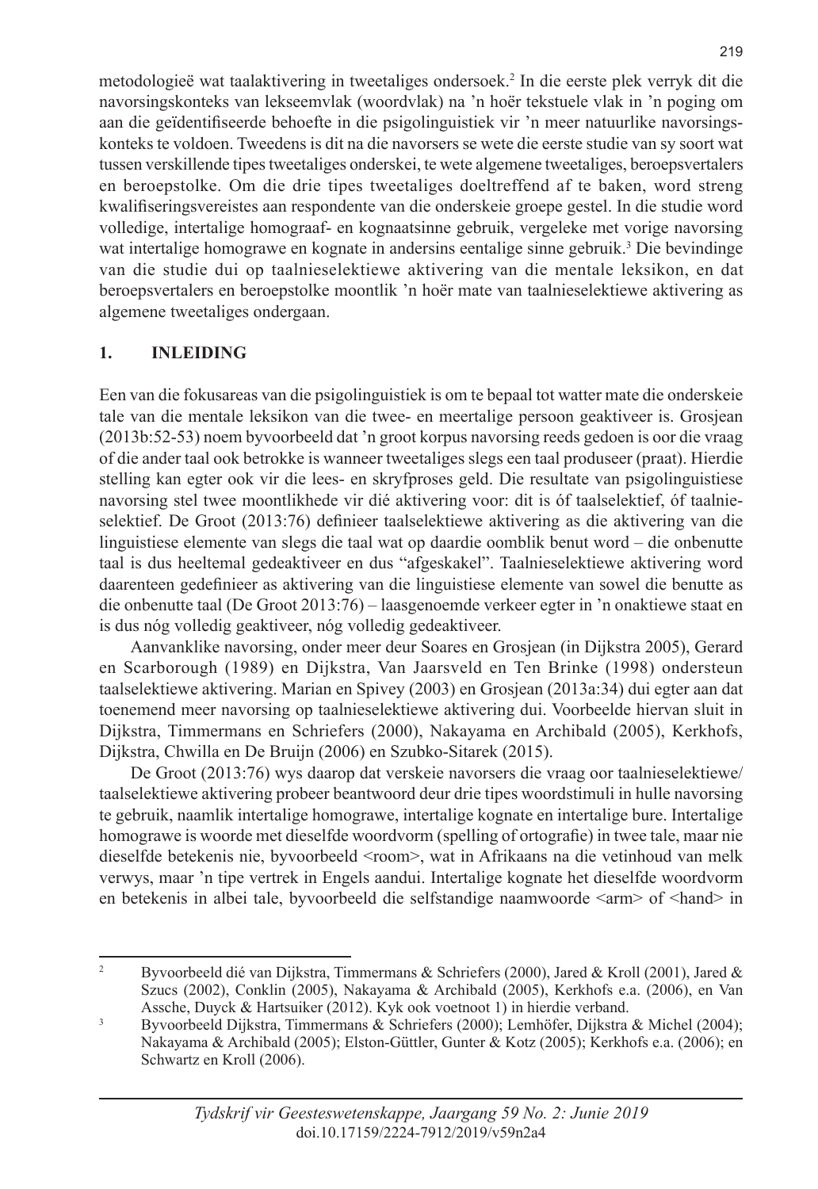metodologieë wat taalaktivering in tweetaliges ondersoek.[2] In die eerste plek verryk dit die navorsingskonteks van lekseemvlak (woordvlak) na 'n hoër tekstuele vlak in 'n poging om aan die geïdentifiseerde behoefte in die psigolinguistiek vir 'n meer natuurlike navorsingskonteks te voldoen. Tweedens is dit na die navorsers se wete die eerste studie van sy soort wat tussen verskillende tipes tweetaliges onderskei, te wete algemene tweetaliges, beroepsvertalers en beroepstolke. Om die drie tipes tweetaliges doeltreffend af te baken, word streng kwalifiseringsvereistes aan respondente van die onderskeie groepe gestel. In die studie word volledige, intertalige homograaf- en kognaatsinne gebruik, vergeleke met vorige navorsing wat intertalige homograwe en kognate in andersins eentalige sinne gebruik.[3] Die bevindinge van die studie dui op taalnieselektiewe aktivering van die mentale leksikon, en dat beroepsvertalers en beroepstolke moontlik 'n hoër mate van taalnieselektiewe aktivering as algemene tweetaliges ondergaan.

## 1. INLEIDING

Een van die fokusareas van die psigolinguistiek is om te bepaal tot watter mate die onderskeie tale van die mentale leksikon van die twee- en meertalige persoon geaktiveer is. Grosjean (2013b:52-53) noem byvoorbeeld dat 'n groot korpus navorsing reeds gedoen is oor die vraag of die ander taal ook betrokke is wanneer tweetaliges slegs een taal produseer (praat). Hierdie stelling kan egter ook vir die lees- en skryfproses geld. Die resultate van psigolinguistiese navorsing stel twee moontlikhede vir dié aktivering voor: dit is óf taalselektief, óf taalnieselektief. De Groot (2013:76) definieer taalselektiewe aktivering as die aktivering van die linguistiese elemente van slegs die taal wat op daardie oomblik benut word – die onbenutte taal is dus heeltemal gedeaktiveer en dus "afgeskakel". Taalnieselektiewe aktivering word daarenteen gedefinieer as aktivering van die linguistiese elemente van sowel die benutte as die onbenutte taal (De Groot 2013:76) – laasgenoemde verkeer egter in 'n onaktiewe staat en is dus nóg volledig geaktiveer, nóg volledig gedeaktiveer.

Aanvanklike navorsing, onder meer deur Soares en Grosjean (in Dijkstra 2005), Gerard en Scarborough (1989) en Dijkstra, Van Jaarsveld en Ten Brinke (1998) ondersteun taalselektiewe aktivering. Marian en Spivey (2003) en Grosjean (2013a:34) dui egter aan dat toenemend meer navorsing op taalnieselektiewe aktivering dui. Voorbeelde hiervan sluit in Dijkstra, Timmermans en Schriefers (2000), Nakayama en Archibald (2005), Kerkhofs, Dijkstra, Chwilla en De Bruijn (2006) en Szubko-Sitarek (2015).

De Groot (2013:76) wys daarop dat verskeie navorsers die vraag oor taalnieselektiewe/taalselektiewe aktivering probeer beantwoord deur drie tipes woordstimuli in hulle navorsing te gebruik, naamlik intertalige homograwe, intertalige kognate en intertalige bure. Intertalige homograwe is woorde met dieselfde woordvorm (spelling of ortografie) in twee tale, maar nie dieselfde betekenis nie, byvoorbeeld <room>, wat in Afrikaans na die vetinhoud van melk verwys, maar 'n tipe vertrek in Engels aandui. Intertalige kognate het dieselfde woordvorm en betekenis in albei tale, byvoorbeeld die selfstandige naamwoorde <arm> of <hand> in

---

[2] Byvoorbeeld dié van Dijkstra, Timmermans & Schriefers (2000), Jared & Kroll (2001), Jared & Szucs (2002), Conklin (2005), Nakayama & Archibald (2005), Kerkhofs e.a. (2006), en Van Assche, Duyck & Hartsuiker (2012). Kyk ook voetnoot 1) in hierdie verband.

[3] Byvoorbeeld Dijkstra, Timmermans & Schriefers (2000); Lemhöfer, Dijkstra & Michel (2004); Nakayama & Archibald (2005); Elston-Güttler, Gunter & Kotz (2005); Kerkhofs e.a. (2006); en Schwartz en Kroll (2006).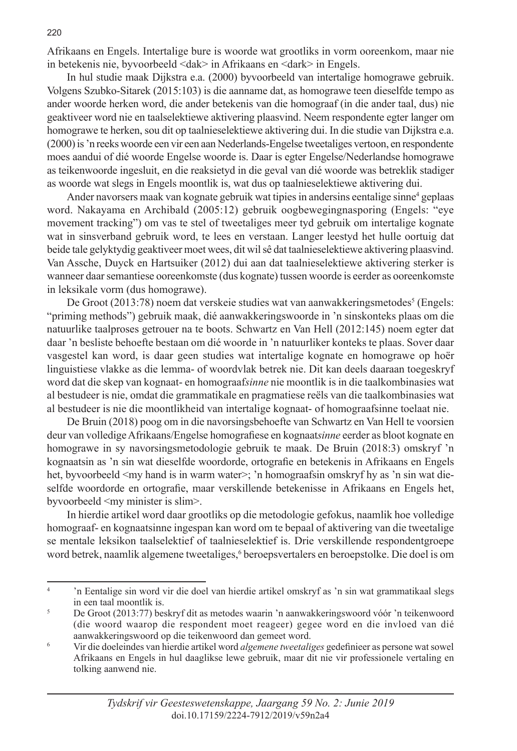Afrikaans en Engels. Intertalige bure is woorde wat grootliks in vorm ooreenkom, maar nie in betekenis nie, byvoorbeeld <dak> in Afrikaans en <dark> in Engels.

In hul studie maak Dijkstra e.a. (2000) byvoorbeeld van intertalige homograwe gebruik. Volgens Szubko-Sitarek (2015:103) is die aanname dat, as homograwe teen dieselfde tempo as ander woorde herken word, die ander betekenis van die homograaf (in die ander taal, dus) nie geaktiveer word nie en taalselektiewe aktivering plaasvind. Neem respondente egter langer om homograwe te herken, sou dit op taalnieselektiewe aktivering dui. In die studie van Dijkstra e.a. (2000) is 'n reeks woorde een vir een aan Nederlands-Engelse tweetaliges vertoon, en respondente moes aandui of dié woorde Engelse woorde is. Daar is egter Engelse/Nederlandse homograwe as teikenwoorde ingesluit, en die reaksietyd in die geval van dié woorde was betreklik stadiger as woorde wat slegs in Engels moontlik is, wat dus op taalnieselektiewe aktivering dui.

Ander navorsers maak van kognate gebruik wat tipies in andersins eentalige sinne[4] geplaas word. Nakayama en Archibald (2005:12) gebruik oogbewegingnasporing (Engels: "eye movement tracking") om vas te stel of tweetaliges meer tyd gebruik om intertalige kognate wat in sinsverband gebruik word, te lees en verstaan. Langer leestyd het hulle oortuig dat beide tale gelyktydig geaktiveer moet wees, dit wil sê dat taalnieselektiewe aktivering plaasvind. Van Assche, Duyck en Hartsuiker (2012) dui aan dat taalnieselektiewe aktivering sterker is wanneer daar semantiese ooreenkomste (dus kognate) tussen woorde is eerder as ooreenkomste in leksikale vorm (dus homograwe).

De Groot (2013:78) noem dat verskeie studies wat van aanwakkeringsmetodes[5] (Engels: "priming methods") gebruik maak, dié aanwakkeringswoorde in 'n sinskonteks plaas om die natuurlike taalproses getrouer na te boots. Schwartz en Van Hell (2012:145) noem egter dat daar 'n besliste behoefte bestaan om dié woorde in 'n natuurliker konteks te plaas. Sover daar vasgestel kan word, is daar geen studies wat intertalige kognate en homograwe op hoër linguistiese vlakke as die lemma- of woordvlak betrek nie. Dit kan deels daaraan toegeskryf word dat die skep van kognaat- en homograaf*sinne* nie moontlik is in die taalkombinasies wat al bestudeer is nie, omdat die grammatikale en pragmatiese reëls van die taalkombinasies wat al bestudeer is nie die moontlikheid van intertalige kognaat- of homograafsinne toelaat nie.

De Bruin (2018) poog om in die navorsingsbehoefte van Schwartz en Van Hell te voorsien deur van volledige Afrikaans/Engelse homografiese en kognaat*sinne* eerder as bloot kognate en homograwe in sy navorsingsmetodologie gebruik te maak. De Bruin (2018:3) omskryf 'n kognaatsin as 'n sin wat dieselfde woordorde, ortografie en betekenis in Afrikaans en Engels het, byvoorbeeld <my hand is in warm water>; 'n homograafsin omskryf hy as 'n sin wat dieselfde woordorde en ortografie, maar verskillende betekenisse in Afrikaans en Engels het, byvoorbeeld <my minister is slim>.

In hierdie artikel word daar grootliks op die metodologie gefokus, naamlik hoe volledige homograaf- en kognaatsinne ingespan kan word om te bepaal of aktivering van die tweetalige se mentale leksikon taalselektief of taalnieselektief is. Drie verskillende respondentgroepe word betrek, naamlik algemene tweetaliges,[6] beroepsvertalers en beroepstolke. Die doel is om

---

[4] 'n Eentalige sin word vir die doel van hierdie artikel omskryf as 'n sin wat grammatikaal slegs in een taal moontlik is.

[5] De Groot (2013:77) beskryf dit as metodes waarin 'n aanwakkeringswoord vóór 'n teikenwoord (die woord waarop die respondent moet reageer) gegee word en die invloed van dié aanwakkeringswoord op die teikenwoord dan gemeet word.

[6] Vir die doeleindes van hierdie artikel word *algemene tweetaliges* gedefinieer as persone wat sowel Afrikaans en Engels in hul daaglikse lewe gebruik, maar dit nie vir professionele vertaling en tolking aanwend nie.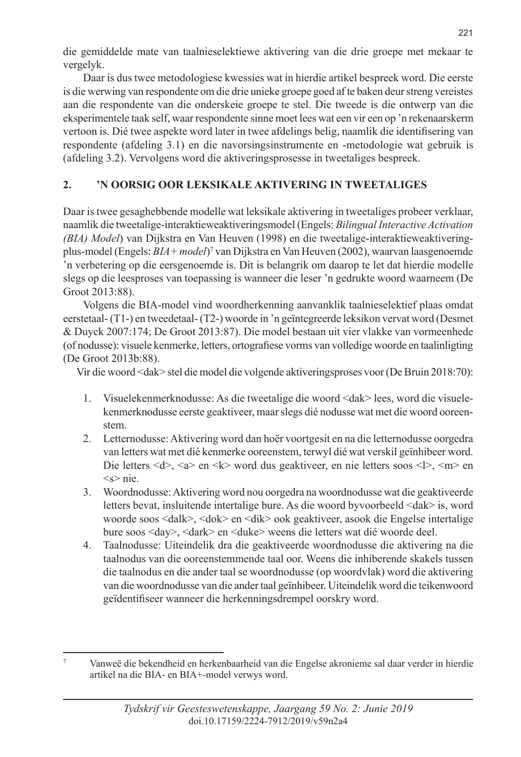die gemiddelde mate van taalnieselektiewe aktivering van die drie groepe met mekaar te vergelyk.

Daar is dus twee metodologiese kwessies wat in hierdie artikel bespreek word. Die eerste is die werwing van respondente om die drie unieke groepe goed af te baken deur streng vereistes aan die respondente van die onderskeie groepe te stel. Die tweede is die ontwerp van die eksperimentele taak self, waar respondente sinne moet lees wat een vir een op 'n rekenaarskerm vertoon is. Dié twee aspekte word later in twee afdelings belig, naamlik die identifisering van respondente (afdeling 3.1) en die navorsingsinstrumente en -metodologie wat gebruik is (afdeling 3.2). Vervolgens word die aktiveringsprosesse in tweetaliges bespreek.

## 2. 'N OORSIG OOR LEKSIKALE AKTIVERING IN TWEETALIGES

Daar is twee gesaghebbende modelle wat leksikale aktivering in tweetaliges probeer verklaar, naamlik die tweetalige-interaktieweaktiveringsmodel (Engels: *Bilingual Interactive Activation (BIA) Model*) van Dijkstra en Van Heuven (1998) en die tweetalige-interaktieweaktiveringplus-model (Engels: *BIA+ model*)[7] van Dijkstra en Van Heuven (2002), waarvan laasgenoemde 'n verbetering op die eersgenoemde is. Dit is belangrik om daarop te let dat hierdie modelle slegs op die leesproses van toepassing is wanneer die leser 'n gedrukte woord waarneem (De Groot 2013:88).

Volgens die BIA-model vind woordherkenning aanvanklik taalnieselektief plaas omdat eerstetaal- (T1-) en tweedetaal- (T2-) woorde in 'n geïntegreerde leksikon vervat word (Desmet & Duyck 2007:174; De Groot 2013:87). Die model bestaan uit vier vlakke van vormeenhede (of nodusse): visuele kenmerke, letters, ortografiese vorms van volledige woorde en taalinligting (De Groot 2013b:88).

Vir die woord <dak> stel die model die volgende aktiveringsproses voor (De Bruin 2018:70):

1. Visuelekenmerknodusse: As die tweetalige die woord <dak> lees, word die visuelekenmerknodusse eerste geaktiveer, maar slegs dié nodusse wat met die woord ooreenstem.
2. Letternodusse: Aktivering word dan hoër voortgesit en na die letternodusse oorgedra van letters wat met dié kenmerke ooreenstem, terwyl dié wat verskil geïnhibeer word. Die letters <d>, <a> en <k> word dus geaktiveer, en nie letters soos <l>, <m> en <s> nie.
3. Woordnodusse: Aktivering word nou oorgedra na woordnodusse wat die geaktiveerde letters bevat, insluitende intertalige bure. As die woord byvoorbeeld <dak> is, word woorde soos <dalk>, <dok> en <dik> ook geaktiveer, asook die Engelse intertalige bure soos <day>, <dark> en <duke> weens die letters wat dié woorde deel.
4. Taalnodusse: Uiteindelik dra die geaktiveerde woordnodusse die aktivering na die taalnodus van die ooreenstemmende taal oor. Weens die inhiberende skakels tussen die taalnodus en die ander taal se woordnodusse (op woordvlak) word die aktivering van die woordnodusse van die ander taal geïnhibeer. Uiteindelik word die teikenwoord geïdentifiseer wanneer die herkenningsdrempel oorskry word.

---

[7] Vanweë die bekendheid en herkenbaarheid van die Engelse akronieme sal daar verder in hierdie artikel na die BIA- en BIA+-model verwys word.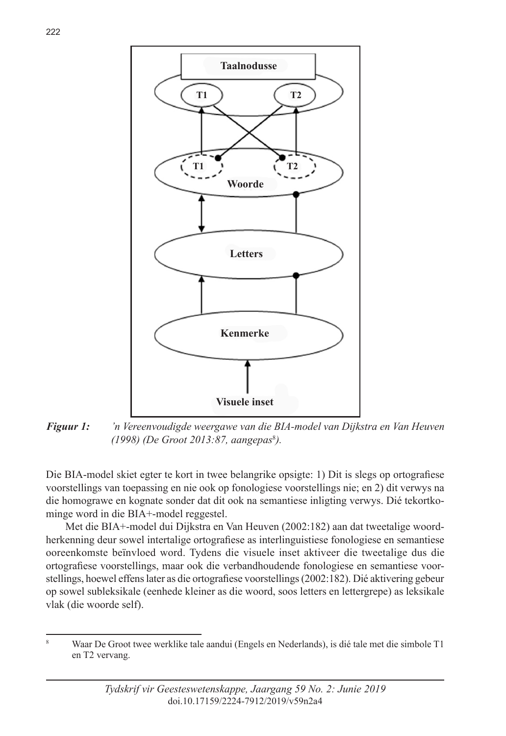*Figuur 1:* *’n Vereenvoudigde weergawe van die BIA-model van Dijkstra en Van Heuven (1998) (De Groot 2013:87, aangepas[8]).*

Die BIA-model skiet egter te kort in twee belangrike opsigte: 1) Dit is slegs op ortografiese voorstellings van toepassing en nie ook op fonologiese voorstellings nie; en 2) dit verwys na die homograwe en kognate sonder dat dit ook na semantiese inligting verwys. Dié tekortkominge word in die BIA+-model reggestel.

Met die BIA+-model dui Dijkstra en Van Heuven (2002:182) aan dat tweetalige woordherkenning deur sowel intertalige ortografiese as interlinguistiese fonologiese en semantiese ooreenkomste beïnvloed word. Tydens die visuele inset aktiveer die tweetalige dus die ortografiese voorstellings, maar ook die verbandhoudende fonologiese en semantiese voorstellings, hoewel effens later as die ortografiese voorstellings (2002:182). Dié aktivering gebeur op sowel subleksikale (eenhede kleiner as die woord, soos letters en lettergrepe) as leksikale vlak (die woorde self).

[8] Waar De Groot twee werklike tale aandui (Engels en Nederlands), is dié tale met die simbole T1 en T2 vervang.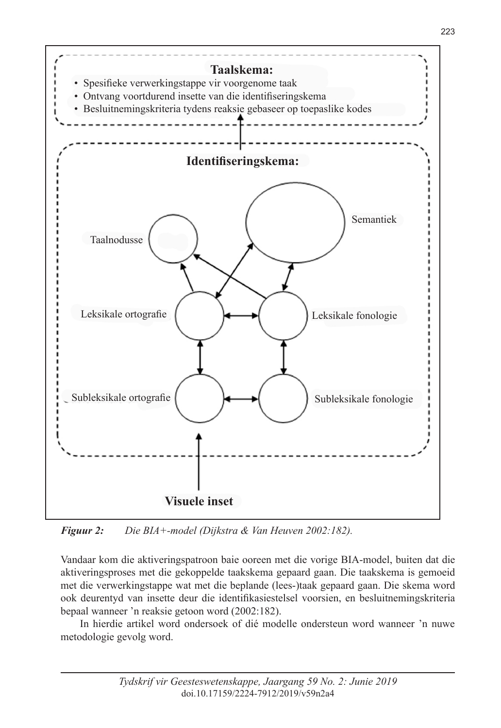**Taalskema:**

- Spesifieke verwerkingstappe vir voorgenome taak
- Ontvang voortdurend insette van die identifiseringskema
- Besluitnemingskriteria tydens reaksie gebaseer op toepaslike kodes

**Identifiseringskema:**

Taalnodusse

Semantiek

Leksikale ortografie

Leksikale fonologie

Subleksikale ortografie

Subleksikale fonologie

**Visuele inset**

***Figuur 2:*** *Die BIA+-model (Dijkstra & Van Heuven 2002:182).*

Vandaar kom die aktiveringspatroon baie ooreen met die vorige BIA-model, buiten dat die aktiveringsproses met die gekoppelde taakskema gepaard gaan. Die taakskema is gemoeid met die verwerkingstappe wat met die beplande (lees-)taak gepaard gaan. Die skema word ook deurentyd van insette deur die identifikasiestelsel voorsien, en besluitnemingskriteria bepaal wanneer 'n reaksie getoon word (2002:182).

In hierdie artikel word ondersoek of dié modelle ondersteun word wanneer 'n nuwe metodologie gevolg word.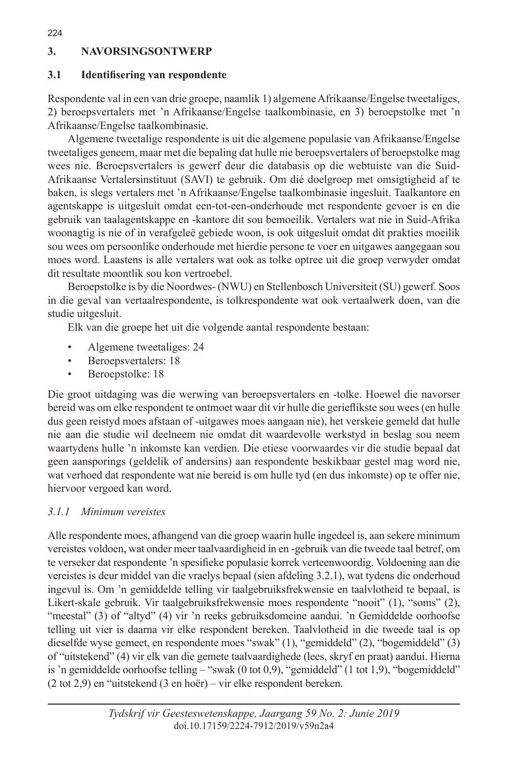## 3. NAVORSINGSONTWERP

### 3.1 Identifisering van respondente

Respondente val in een van drie groepe, naamlik 1) algemene Afrikaanse/Engelse tweetaliges, 2) beroepsvertalers met 'n Afrikaanse/Engelse taalkombinasie, en 3) beroepstolke met 'n Afrikaanse/Engelse taalkombinasie.

Algemene tweetalige respondente is uit die algemene populasie van Afrikaanse/Engelse tweetaliges geneem, maar met die bepaling dat hulle nie beroepsvertalers of beroepstolke mag wees nie. Beroepsvertalers is gewerf deur die databasis op die webtuiste van die Suid-Afrikaanse Vertalersinstituut (SAVI) te gebruik. Om dié doelgroep met omsigtigheid af te baken, is slegs vertalers met 'n Afrikaanse/Engelse taalkombinasie ingesluit. Taalkantore en agentskappe is uitgesluit omdat een-tot-een-onderhoude met respondente gevoer is en die gebruik van taalagentskappe en -kantore dit sou bemoeilik. Vertalers wat nie in Suid-Afrika woonagtig is nie of in verafgeleë gebiede woon, is ook uitgesluit omdat dit prakties moeilik sou wees om persoonlike onderhoude met hierdie persone te voer en uitgawes aangegaan sou moes word. Laastens is alle vertalers wat ook as tolke optree uit die groep verwyder omdat dit resultate moontlik sou kon vertroebel.

Beroepstolke is by die Noordwes- (NWU) en Stellenbosch Universiteit (SU) gewerf. Soos in die geval van vertaalrespondente, is tolkrespondente wat ook vertaalwerk doen, van die studie uitgesluit.

Elk van die groepe het uit die volgende aantal respondente bestaan:

- Algemene tweetaliges: 24
- Beroepsvertalers: 18
- Beroepstolke: 18

Die groot uitdaging was die werwing van beroepsvertalers en -tolke. Hoewel die navorser bereid was om elke respondent te ontmoet waar dit vir hulle die gerieflikste sou wees (en hulle dus geen reistyd moes afstaan of -uitgawes moes aangaan nie), het verskeie gemeld dat hulle nie aan die studie wil deelneem nie omdat dit waardevolle werkstyd in beslag sou neem waartydens hulle 'n inkomste kan verdien. Die etiese voorwaardes vir die studie bepaal dat geen aansporings (geldelik of andersins) aan respondente beskikbaar gestel mag word nie, wat verhoed dat respondente wat nie bereid is om hulle tyd (en dus inkomste) op te offer nie, hiervoor vergoed kan word.

#### *3.1.1 Minimum vereistes*

Alle respondente moes, afhangend van die groep waarin hulle ingedeel is, aan sekere minimum vereistes voldoen, wat onder meer taalvaardigheid in en -gebruik van die tweede taal betref, om te verseker dat respondente 'n spesifieke populasie korrek verteenwoordig. Voldoening aan die vereistes is deur middel van die vraelys bepaal (sien afdeling 3.2.1), wat tydens die onderhoud ingevul is. Om 'n gemiddelde telling vir taalgebruiksfrekwensie en taalvlotheid te bepaal, is Likert-skale gebruik. Vir taalgebruiksfrekwensie moes respondente "nooit" (1), "soms" (2), "meestal" (3) of "altyd" (4) vir 'n reeks gebruiksdomeine aandui. 'n Gemiddelde oorhoofse telling uit vier is daarna vir elke respondent bereken. Taalvlotheid in die tweede taal is op dieselfde wyse gemeet, en respondente moes "swak" (1), "gemiddeld" (2), "bogemiddeld" (3) of "uitstekend" (4) vir elk van die gemete taalvaardighede (lees, skryf en praat) aandui. Hierna is 'n gemiddelde oorhoofse telling – "swak (0 tot 0,9), "gemiddeld" (1 tot 1,9), "bogemiddeld" (2 tot 2,9) en "uitstekend (3 en hoër) – vir elke respondent bereken.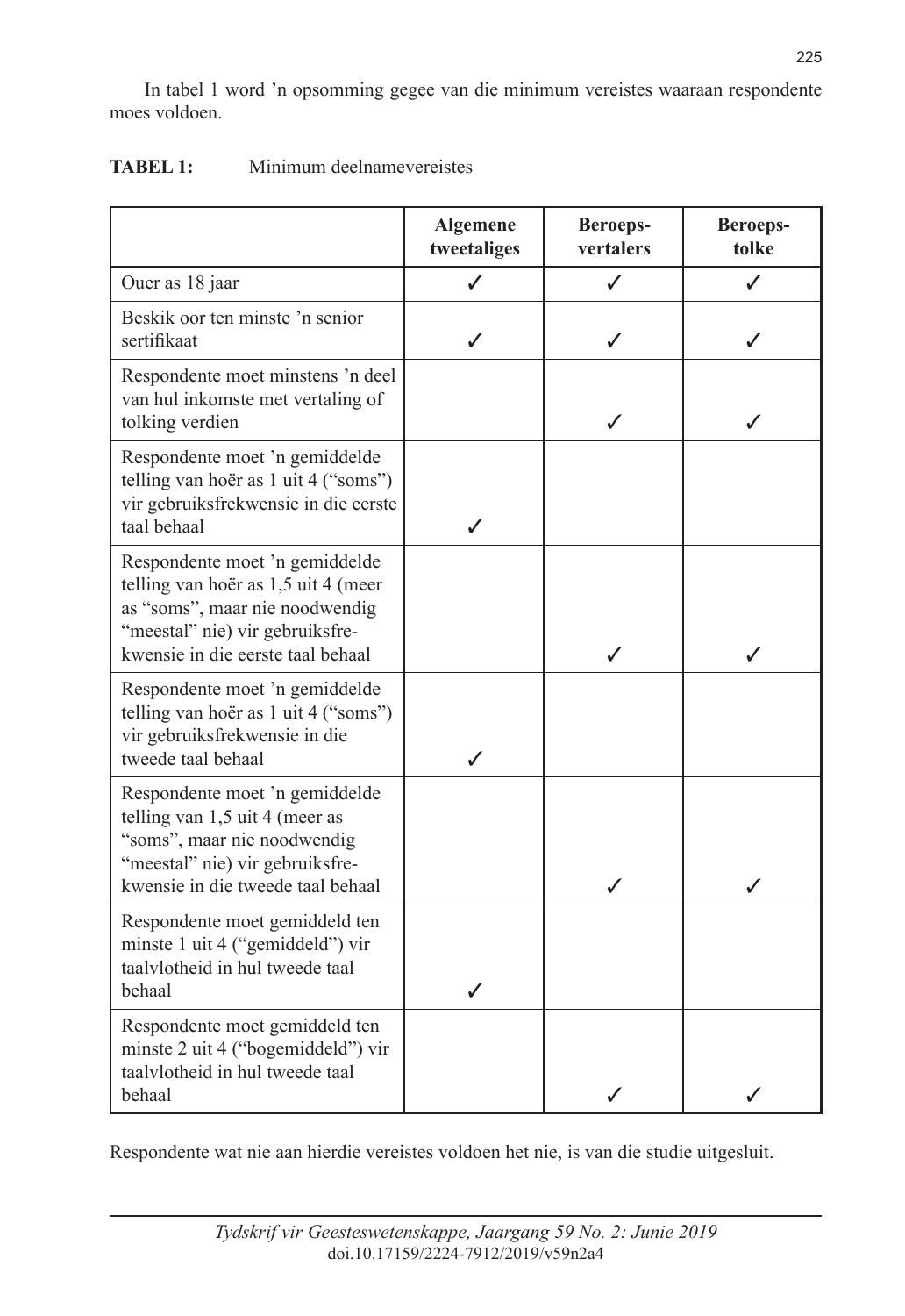In tabel 1 word 'n opsomming gegee van die minimum vereistes waaraan respondente moes voldoen.

**TABEL 1:** Minimum deelnamevereistes

| | **Algemene tweetaliges** | **Beroeps-vertalers** | **Beroeps-tolke** |
|---|---|---|---|
| Ouer as 18 jaar | ✓ | ✓ | ✓ |
| Beskik oor ten minste 'n senior sertifikaat | ✓ | ✓ | ✓ |
| Respondente moet minstens 'n deel van hul inkomste met vertaling of tolking verdien | | ✓ | ✓ |
| Respondente moet 'n gemiddelde telling van hoër as 1 uit 4 ("soms") vir gebruiksfrekwensie in die eerste taal behaal | ✓ | | |
| Respondente moet 'n gemiddelde telling van hoër as 1,5 uit 4 (meer as "soms", maar nie noodwendig "meestal" nie) vir gebruiksfrekwensie in die eerste taal behaal | | ✓ | ✓ |
| Respondente moet 'n gemiddelde telling van hoër as 1 uit 4 ("soms") vir gebruiksfrekwensie in die tweede taal behaal | ✓ | | |
| Respondente moet 'n gemiddelde telling van 1,5 uit 4 (meer as "soms", maar nie noodwendig "meestal" nie) vir gebruiksfrekwensie in die tweede taal behaal | | ✓ | ✓ |
| Respondente moet gemiddeld ten minste 1 uit 4 ("gemiddeld") vir taalvlotheid in hul tweede taal behaal | ✓ | | |
| Respondente moet gemiddeld ten minste 2 uit 4 ("bogemiddeld") vir taalvlotheid in hul tweede taal behaal | | ✓ | ✓ |

Respondente wat nie aan hierdie vereistes voldoen het nie, is van die studie uitgesluit.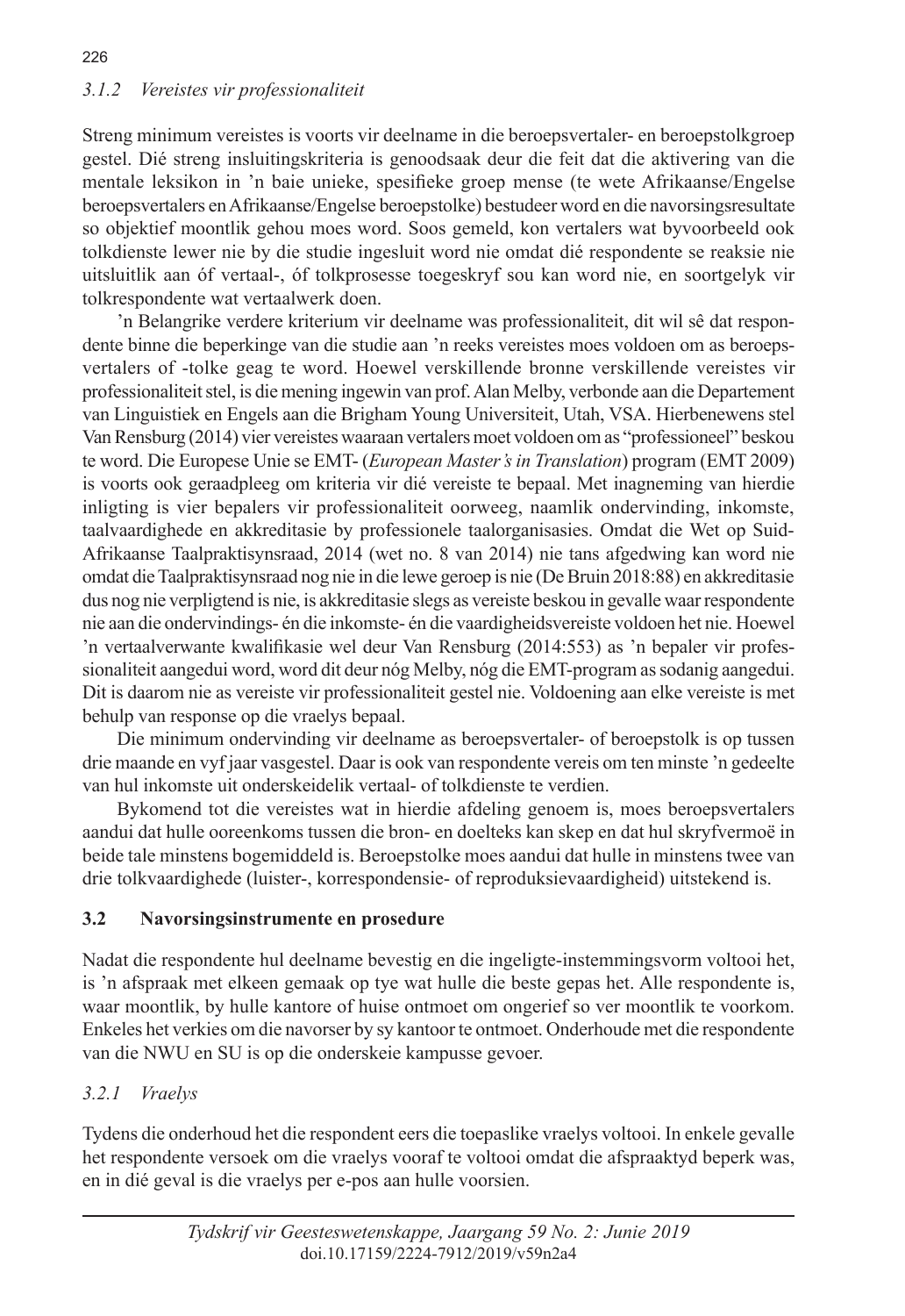### *3.1.2 Vereistes vir professionaliteit*

Streng minimum vereistes is voorts vir deelname in die beroepsvertaler- en beroepstolkgroep gestel. Dié streng insluitingskriteria is genoodsaak deur die feit dat die aktivering van die mentale leksikon in 'n baie unieke, spesifieke groep mense (te wete Afrikaanse/Engelse beroepsvertalers en Afrikaanse/Engelse beroepstolke) bestudeer word en die navorsingsresultate so objektief moontlik gehou moes word. Soos gemeld, kon vertalers wat byvoorbeeld ook tolkdienste lewer nie by die studie ingesluit word nie omdat dié respondente se reaksie nie uitsluitlik aan óf vertaal-, óf tolkprosesse toegeskryf sou kan word nie, en soortgelyk vir tolkrespondente wat vertaalwerk doen.

'n Belangrike verdere kriterium vir deelname was professionaliteit, dit wil sê dat respondente binne die beperkinge van die studie aan 'n reeks vereistes moes voldoen om as beroepsvertalers of -tolke geag te word. Hoewel verskillende bronne verskillende vereistes vir professionaliteit stel, is die mening ingewin van prof. Alan Melby, verbonde aan die Departement van Linguistiek en Engels aan die Brigham Young Universiteit, Utah, VSA. Hierbenewens stel Van Rensburg (2014) vier vereistes waaraan vertalers moet voldoen om as "professioneel" beskou te word. Die Europese Unie se EMT- (*European Master's in Translation*) program (EMT 2009) is voorts ook geraadpleeg om kriteria vir dié vereiste te bepaal. Met inagneming van hierdie inligting is vier bepalers vir professionaliteit oorweeg, naamlik ondervinding, inkomste, taalvaardighede en akkreditasie by professionele taalorganisasies. Omdat die Wet op Suid-Afrikaanse Taalpraktisynsraad, 2014 (wet no. 8 van 2014) nie tans afgedwing kan word nie omdat die Taalpraktisynsraad nog nie in die lewe geroep is nie (De Bruin 2018:88) en akkreditasie dus nog nie verpligtend is nie, is akkreditasie slegs as vereiste beskou in gevalle waar respondente nie aan die ondervindings- én die inkomste- én die vaardigheidsvereiste voldoen het nie. Hoewel 'n vertaalverwante kwalifikasie wel deur Van Rensburg (2014:553) as 'n bepaler vir professionaliteit aangedui word, word dit deur nóg Melby, nóg die EMT-program as sodanig aangedui. Dit is daarom nie as vereiste vir professionaliteit gestel nie. Voldoening aan elke vereiste is met behulp van response op die vraelys bepaal.

Die minimum ondervinding vir deelname as beroepsvertaler- of beroepstolk is op tussen drie maande en vyf jaar vasgestel. Daar is ook van respondente vereis om ten minste 'n gedeelte van hul inkomste uit onderskeidelik vertaal- of tolkdienste te verdien.

Bykomend tot die vereistes wat in hierdie afdeling genoem is, moes beroepsvertalers aandui dat hulle ooreenkoms tussen die bron- en doelteks kan skep en dat hul skryfvermoë in beide tale minstens bogemiddeld is. Beroepstolke moes aandui dat hulle in minstens twee van drie tolkvaardighede (luister-, korrespondensie- of reproduksievaardigheid) uitstekend is.

## 3.2 Navorsingsinstrumente en prosedure

Nadat die respondente hul deelname bevestig en die ingeligte-instemmingsvorm voltooi het, is 'n afspraak met elkeen gemaak op tye wat hulle die beste gepas het. Alle respondente is, waar moontlik, by hulle kantore of huise ontmoet om ongerief so ver moontlik te voorkom. Enkeles het verkies om die navorser by sy kantoor te ontmoet. Onderhoude met die respondente van die NWU en SU is op die onderskeie kampusse gevoer.

### *3.2.1 Vraelys*

Tydens die onderhoud het die respondent eers die toepaslike vraelys voltooi. In enkele gevalle het respondente versoek om die vraelys vooraf te voltooi omdat die afspraaktyd beperk was, en in dié geval is die vraelys per e-pos aan hulle voorsien.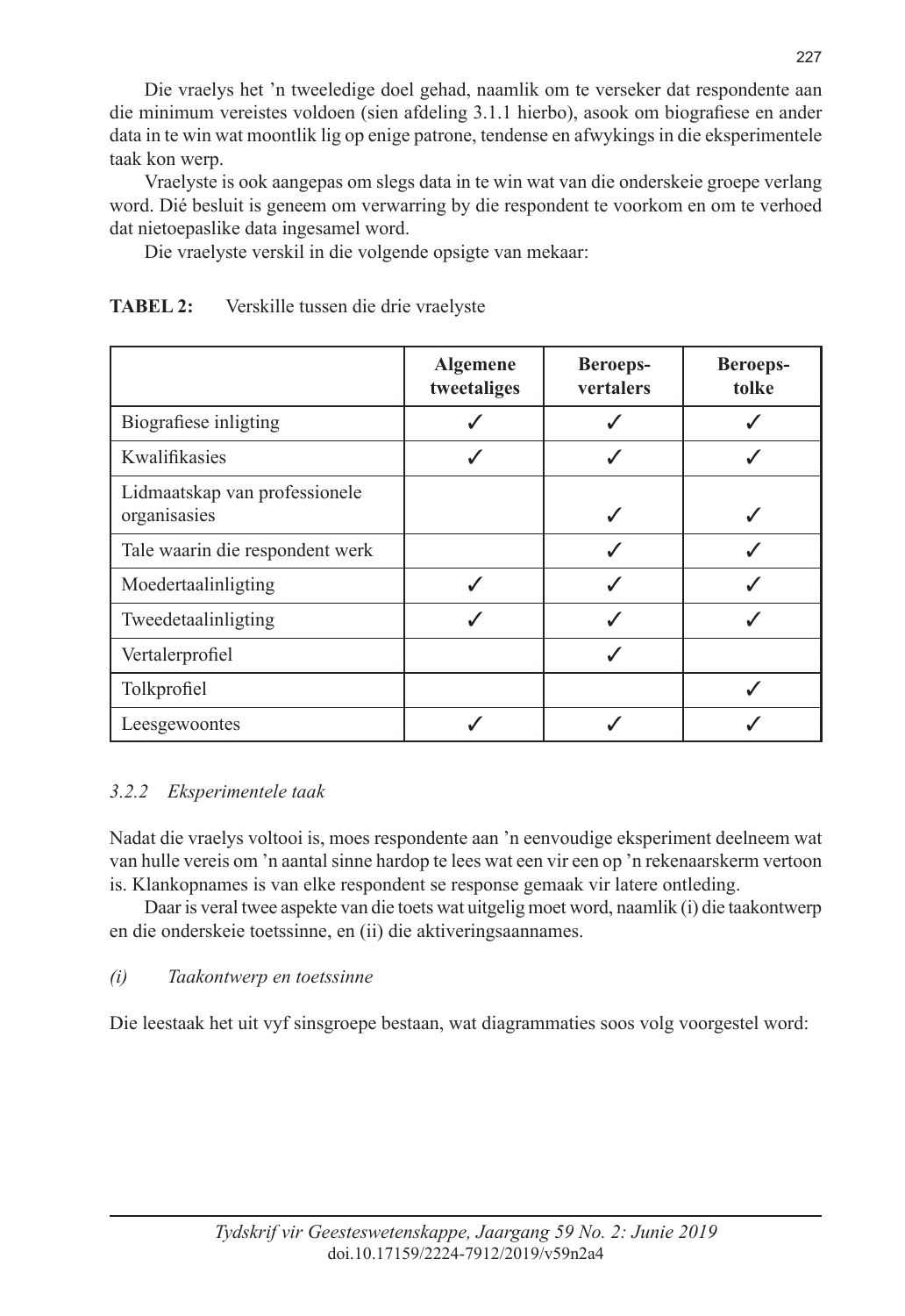Die vraelys het 'n tweeledige doel gehad, naamlik om te verseker dat respondente aan die minimum vereistes voldoen (sien afdeling 3.1.1 hierbo), asook om biografiese en ander data in te win wat moontlik lig op enige patrone, tendense en afwykings in die eksperimentele taak kon werp.

Vraelyste is ook aangepas om slegs data in te win wat van die onderskeie groepe verlang word. Dié besluit is geneem om verwarring by die respondent te voorkom en om te verhoed dat nietoepaslike data ingesamel word.

Die vraelyste verskil in die volgende opsigte van mekaar:

**TABEL 2:** Verskille tussen die drie vraelyste

| | **Algemene tweetaliges** | **Beroeps-vertalers** | **Beroeps-tolke** |
|---|---|---|---|
| Biografiese inligting | ✓ | ✓ | ✓ |
| Kwalifikasies | ✓ | ✓ | ✓ |
| Lidmaatskap van professionele organisasies | | ✓ | ✓ |
| Tale waarin die respondent werk | | ✓ | ✓ |
| Moedertaalinligting | ✓ | ✓ | ✓ |
| Tweedetaalinligting | ✓ | ✓ | ✓ |
| Vertalerprofiel | | ✓ | |
| Tolkprofiel | | | ✓ |
| Leesgewoontes | ✓ | ✓ | ✓ |

### *3.2.2 Eksperimentele taak*

Nadat die vraelys voltooi is, moes respondente aan 'n eenvoudige eksperiment deelneem wat van hulle vereis om 'n aantal sinne hardop te lees wat een vir een op 'n rekenaarskerm vertoon is. Klankopnames is van elke respondent se response gemaak vir latere ontleding.

Daar is veral twee aspekte van die toets wat uitgelig moet word, naamlik (i) die taakontwerp en die onderskeie toetssinne, en (ii) die aktiveringsaannames.

#### *(i) Taakontwerp en toetssinne*

Die leestaak het uit vyf sinsgroepe bestaan, wat diagrammaties soos volg voorgestel word: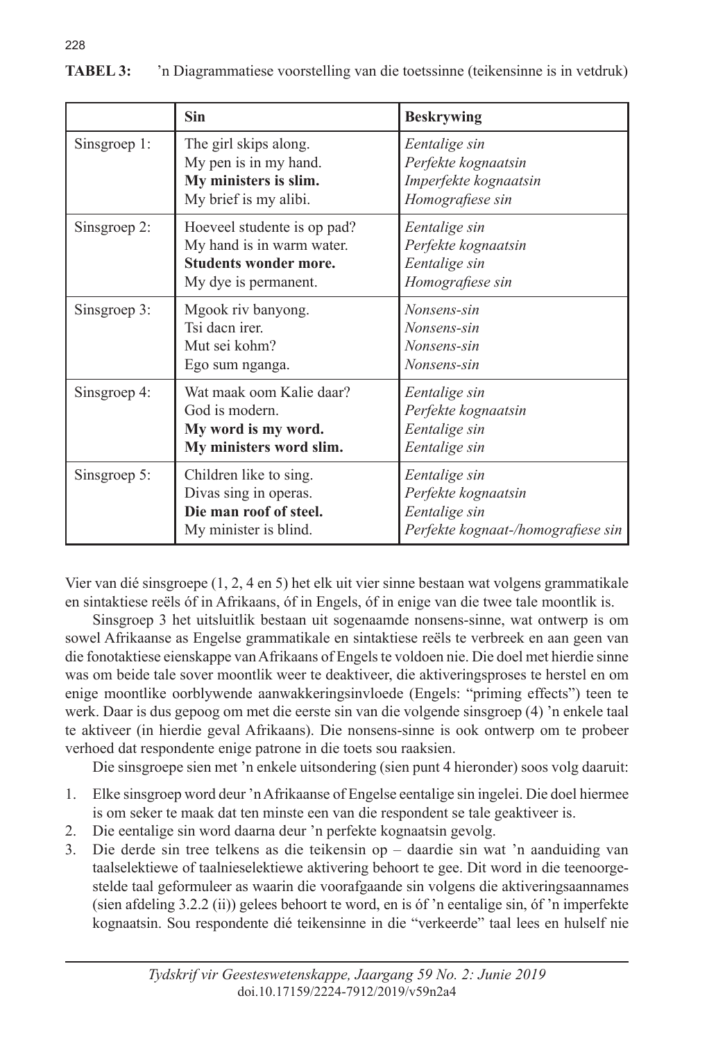**TABEL 3:** 'n Diagrammatiese voorstelling van die toetssinne (teikensinne is in vetdruk)

| | Sin | Beskrywing |
|---|---|---|
| Sinsgroep 1: | The girl skips along.<br>My pen is in my hand.<br>**My ministers is slim.**<br>My brief is my alibi. | *Eentalige sin*<br>*Perfekte kognaatsin*<br>*Imperfekte kognaatsin*<br>*Homografiese sin* |
| Sinsgroep 2: | Hoeveel studente is op pad?<br>My hand is in warm water.<br>**Students wonder more.**<br>My dye is permanent. | *Eentalige sin*<br>*Perfekte kognaatsin*<br>*Eentalige sin*<br>*Homografiese sin* |
| Sinsgroep 3: | Mgook riv banyong.<br>Tsi dacn irer.<br>Mut sei kohm?<br>Ego sum nganga. | *Nonsens-sin*<br>*Nonsens-sin*<br>*Nonsens-sin*<br>*Nonsens-sin* |
| Sinsgroep 4: | Wat maak oom Kalie daar?<br>God is modern.<br>**My word is my word.**<br>**My ministers word slim.** | *Eentalige sin*<br>*Perfekte kognaatsin*<br>*Eentalige sin*<br>*Eentalige sin* |
| Sinsgroep 5: | Children like to sing.<br>Divas sing in operas.<br>**Die man roof of steel.**<br>My minister is blind. | *Eentalige sin*<br>*Perfekte kognaatsin*<br>*Eentalige sin*<br>*Perfekte kognaat-/homografiese sin* |

Vier van dié sinsgroepe (1, 2, 4 en 5) het elk uit vier sinne bestaan wat volgens grammatikale en sintaktiese reëls óf in Afrikaans, óf in Engels, óf in enige van die twee tale moontlik is.

Sinsgroep 3 het uitsluitlik bestaan uit sogenaamde nonsens-sinne, wat ontwerp is om sowel Afrikaanse as Engelse grammatikale en sintaktiese reëls te verbreek en aan geen van die fonotaktiese eienskappe van Afrikaans of Engels te voldoen nie. Die doel met hierdie sinne was om beide tale sover moontlik weer te deaktiveer, die aktiveringsproses te herstel en om enige moontlike oorblywende aanwakkeringsinvloede (Engels: "priming effects") teen te werk. Daar is dus gepoog om met die eerste sin van die volgende sinsgroep (4) 'n enkele taal te aktiveer (in hierdie geval Afrikaans). Die nonsens-sinne is ook ontwerp om te probeer verhoed dat respondente enige patrone in die toets sou raaksien.

Die sinsgroepe sien met 'n enkele uitsondering (sien punt 4 hieronder) soos volg daaruit:

1. Elke sinsgroep word deur 'n Afrikaanse of Engelse eentalige sin ingelei. Die doel hiermee is om seker te maak dat ten minste een van die respondent se tale geaktiveer is.
2. Die eentalige sin word daarna deur 'n perfekte kognaatsin gevolg.
3. Die derde sin tree telkens as die teikensin op – daardie sin wat 'n aanduiding van taalselektiewe of taalnieselektiewe aktivering behoort te gee. Dit word in die teenoorgestelde taal geformuleer as waarin die voorafgaande sin volgens die aktiveringsaannames (sien afdeling 3.2.2 (ii)) gelees behoort te word, en is óf 'n eentalige sin, óf 'n imperfekte kognaatsin. Sou respondente dié teikensinne in die "verkeerde" taal lees en hulself nie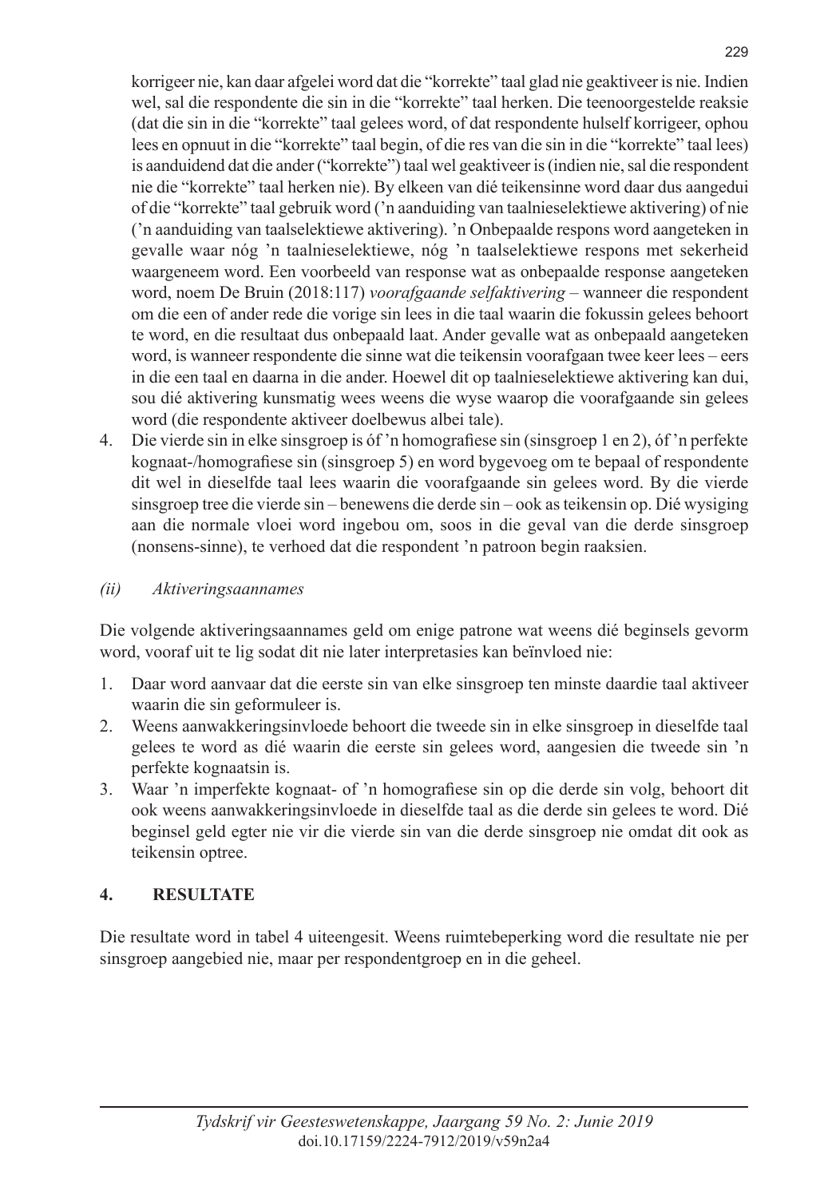korrigeer nie, kan daar afgelei word dat die "korrekte" taal glad nie geaktiveer is nie. Indien wel, sal die respondente die sin in die "korrekte" taal herken. Die teenoorgestelde reaksie (dat die sin in die "korrekte" taal gelees word, of dat respondente hulself korrigeer, ophou lees en opnuut in die "korrekte" taal begin, of die res van die sin in die "korrekte" taal lees) is aanduidend dat die ander ("korrekte") taal wel geaktiveer is (indien nie, sal die respondent nie die "korrekte" taal herken nie). By elkeen van dié teikensinne word daar dus aangedui of die "korrekte" taal gebruik word ('n aanduiding van taalnieselektiewe aktivering) of nie ('n aanduiding van taalselektiewe aktivering). 'n Onbepaalde respons word aangeteken in gevalle waar nóg 'n taalnieselektiewe, nóg 'n taalselektiewe respons met sekerheid waargeneem word. Een voorbeeld van response wat as onbepaalde response aangeteken word, noem De Bruin (2018:117) *voorafgaande selfaktivering* – wanneer die respondent om die een of ander rede die vorige sin lees in die taal waarin die fokussin gelees behoort te word, en die resultaat dus onbepaald laat. Ander gevalle wat as onbepaald aangeteken word, is wanneer respondente die sinne wat die teikensin voorafgaan twee keer lees – eers in die een taal en daarna in die ander. Hoewel dit op taalnieselektiewe aktivering kan dui, sou dié aktivering kunsmatig wees weens die wyse waarop die voorafgaande sin gelees word (die respondente aktiveer doelbewus albei tale).

4. Die vierde sin in elke sinsgroep is óf 'n homografiese sin (sinsgroep 1 en 2), óf 'n perfekte kognaat-/homografiese sin (sinsgroep 5) en word bygevoeg om te bepaal of respondente dit wel in dieselfde taal lees waarin die voorafgaande sin gelees word. By die vierde sinsgroep tree die vierde sin – benewens die derde sin – ook as teikensin op. Dié wysiging aan die normale vloei word ingebou om, soos in die geval van die derde sinsgroep (nonsens-sinne), te verhoed dat die respondent 'n patroon begin raaksien.

*(ii) Aktiveringsaannames*

Die volgende aktiveringsaannames geld om enige patrone wat weens dié beginsels gevorm word, vooraf uit te lig sodat dit nie later interpretasies kan beïnvloed nie:

1. Daar word aanvaar dat die eerste sin van elke sinsgroep ten minste daardie taal aktiveer waarin die sin geformuleer is.
2. Weens aanwakkeringsinvloede behoort die tweede sin in elke sinsgroep in dieselfde taal gelees te word as dié waarin die eerste sin gelees word, aangesien die tweede sin 'n perfekte kognaatsin is.
3. Waar 'n imperfekte kognaat- of 'n homografiese sin op die derde sin volg, behoort dit ook weens aanwakkeringsinvloede in dieselfde taal as die derde sin gelees te word. Dié beginsel geld egter nie vir die vierde sin van die derde sinsgroep nie omdat dit ook as teikensin optree.

## 4. RESULTATE

Die resultate word in tabel 4 uiteengesit. Weens ruimtebeperking word die resultate nie per sinsgroep aangebied nie, maar per respondentgroep en in die geheel.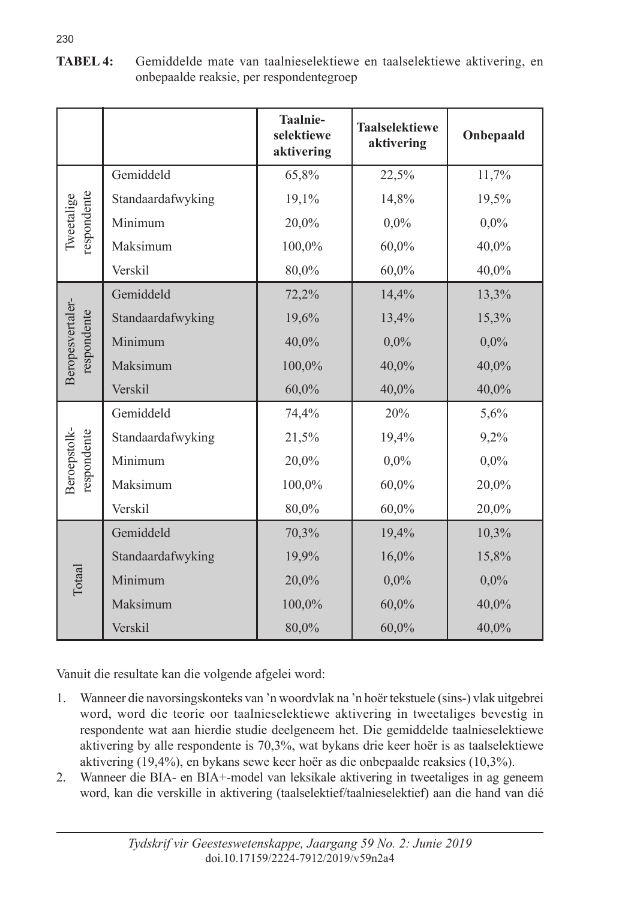**TABEL 4:** Gemiddelde mate van taalnieselektiewe en taalselektiewe aktivering, en onbepaalde reaksie, per respondentegroep

| | | Taalnie-selektiewe aktivering | Taalselektiewe aktivering | Onbepaald |
|---|---|---|---|---|
| Tweetalige respondente | Gemiddeld | 65,8% | 22,5% | 11,7% |
| | Standaardafwyking | 19,1% | 14,8% | 19,5% |
| | Minimum | 20,0% | 0,0% | 0,0% |
| | Maksimum | 100,0% | 60,0% | 40,0% |
| | Verskil | 80,0% | 60,0% | 40,0% |
| Beropesvertaler-respondente | Gemiddeld | 72,2% | 14,4% | 13,3% |
| | Standaardafwyking | 19,6% | 13,4% | 15,3% |
| | Minimum | 40,0% | 0,0% | 0,0% |
| | Maksimum | 100,0% | 40,0% | 40,0% |
| | Verskil | 60,0% | 40,0% | 40,0% |
| Beroepstolk-respondente | Gemiddeld | 74,4% | 20% | 5,6% |
| | Standaardafwyking | 21,5% | 19,4% | 9,2% |
| | Minimum | 20,0% | 0,0% | 0,0% |
| | Maksimum | 100,0% | 60,0% | 20,0% |
| | Verskil | 80,0% | 60,0% | 20,0% |
| Totaal | Gemiddeld | 70,3% | 19,4% | 10,3% |
| | Standaardafwyking | 19,9% | 16,0% | 15,8% |
| | Minimum | 20,0% | 0,0% | 0,0% |
| | Maksimum | 100,0% | 60,0% | 40,0% |
| | Verskil | 80,0% | 60,0% | 40,0% |

Vanuit die resultate kan die volgende afgelei word:

1. Wanneer die navorsingskonteks van 'n woordvlak na 'n hoër tekstuele (sins-) vlak uitgebrei word, word die teorie oor taalnieselektiewe aktivering in tweetaliges bevestig in respondente wat aan hierdie studie deelgeneem het. Die gemiddelde taalnieselektiewe aktivering by alle respondente is 70,3%, wat bykans drie keer hoër is as taalselektiewe aktivering (19,4%), en bykans sewe keer hoër as die onbepaalde reaksies (10,3%).
2. Wanneer die BIA- en BIA+-model van leksikale aktivering in tweetaliges in ag geneem word, kan die verskille in aktivering (taalselektief/taalnieselektief) aan die hand van dié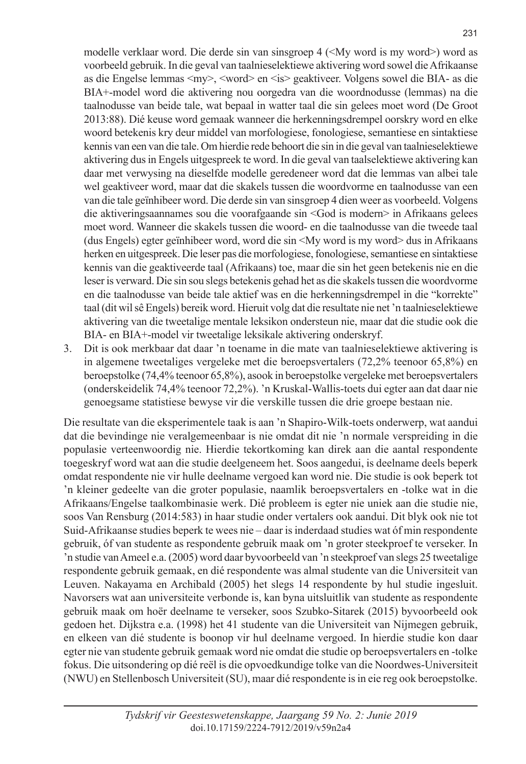modelle verklaar word. Die derde sin van sinsgroep 4 (<My word is my word>) word as voorbeeld gebruik. In die geval van taalnieselektiewe aktivering word sowel die Afrikaanse as die Engelse lemmas <my>, <word> en <is> geaktiveer. Volgens sowel die BIA- as die BIA+-model word die aktivering nou oorgedra van die woordnodusse (lemmas) na die taalnodusse van beide tale, wat bepaal in watter taal die sin gelees moet word (De Groot 2013:88). Dié keuse word gemaak wanneer die herkenningsdrempel oorskry word en elke woord betekenis kry deur middel van morfologiese, fonologiese, semantiese en sintaktiese kennis van een van die tale. Om hierdie rede behoort die sin in die geval van taalnieselektiewe aktivering dus in Engels uitgespreek te word. In die geval van taalselektiewe aktivering kan daar met verwysing na dieselfde modelle geredeneer word dat die lemmas van albei tale wel geaktiveer word, maar dat die skakels tussen die woordvorme en taalnodusse van een van die tale geïnhibeer word. Die derde sin van sinsgroep 4 dien weer as voorbeeld. Volgens die aktiveringsaannames sou die voorafgaande sin <God is modern> in Afrikaans gelees moet word. Wanneer die skakels tussen die woord- en die taalnodusse van die tweede taal (dus Engels) egter geïnhibeer word, word die sin <My word is my word> dus in Afrikaans herken en uitgespreek. Die leser pas die morfologiese, fonologiese, semantiese en sintaktiese kennis van die geaktiveerde taal (Afrikaans) toe, maar die sin het geen betekenis nie en die leser is verward. Die sin sou slegs betekenis gehad het as die skakels tussen die woordvorme en die taalnodusse van beide tale aktief was en die herkenningsdrempel in die "korrekte" taal (dit wil sê Engels) bereik word. Hieruit volg dat die resultate nie net 'n taalnieselektiewe aktivering van die tweetalige mentale leksikon ondersteun nie, maar dat die studie ook die BIA- en BIA+-model vir tweetalige leksikale aktivering onderskryf.

3. Dit is ook merkbaar dat daar 'n toename in die mate van taalnieselektiewe aktivering is in algemene tweetaliges vergeleke met die beroepsvertalers (72,2% teenoor 65,8%) en beroepstolke (74,4% teenoor 65,8%), asook in beroepstolke vergeleke met beroepsvertalers (onderskeidelik 74,4% teenoor 72,2%). 'n Kruskal-Wallis-toets dui egter aan dat daar nie genoegsame statistiese bewyse vir die verskille tussen die drie groepe bestaan nie.

Die resultate van die eksperimentele taak is aan 'n Shapiro-Wilk-toets onderwerp, wat aandui dat die bevindinge nie veralgemeenbaar is nie omdat dit nie 'n normale verspreiding in die populasie verteenwoordig nie. Hierdie tekortkoming kan direk aan die aantal respondente toegeskryf word wat aan die studie deelgeneem het. Soos aangedui, is deelname deels beperk omdat respondente nie vir hulle deelname vergoed kan word nie. Die studie is ook beperk tot 'n kleiner gedeelte van die groter populasie, naamlik beroepsvertalers en -tolke wat in die Afrikaans/Engelse taalkombinasie werk. Dié probleem is egter nie uniek aan die studie nie, soos Van Rensburg (2014:583) in haar studie onder vertalers ook aandui. Dit blyk ook nie tot Suid-Afrikaanse studies beperk te wees nie – daar is inderdaad studies wat óf min respondente gebruik, óf van studente as respondente gebruik maak om 'n groter steekproef te verseker. In 'n studie van Ameel e.a. (2005) word daar byvoorbeeld van 'n steekproef van slegs 25 tweetalige respondente gebruik gemaak, en dié respondente was almal studente van die Universiteit van Leuven. Nakayama en Archibald (2005) het slegs 14 respondente by hul studie ingesluit. Navorsers wat aan universiteite verbonde is, kan byna uitsluitlik van studente as respondente gebruik maak om hoër deelname te verseker, soos Szubko-Sitarek (2015) byvoorbeeld ook gedoen het. Dijkstra e.a. (1998) het 41 studente van die Universiteit van Nijmegen gebruik, en elkeen van dié studente is boonop vir hul deelname vergoed. In hierdie studie kon daar egter nie van studente gebruik gemaak word nie omdat die studie op beroepsvertalers en -tolke fokus. Die uitsondering op dié reël is die opvoedkundige tolke van die Noordwes-Universiteit (NWU) en Stellenbosch Universiteit (SU), maar dié respondente is in eie reg ook beroepstolke.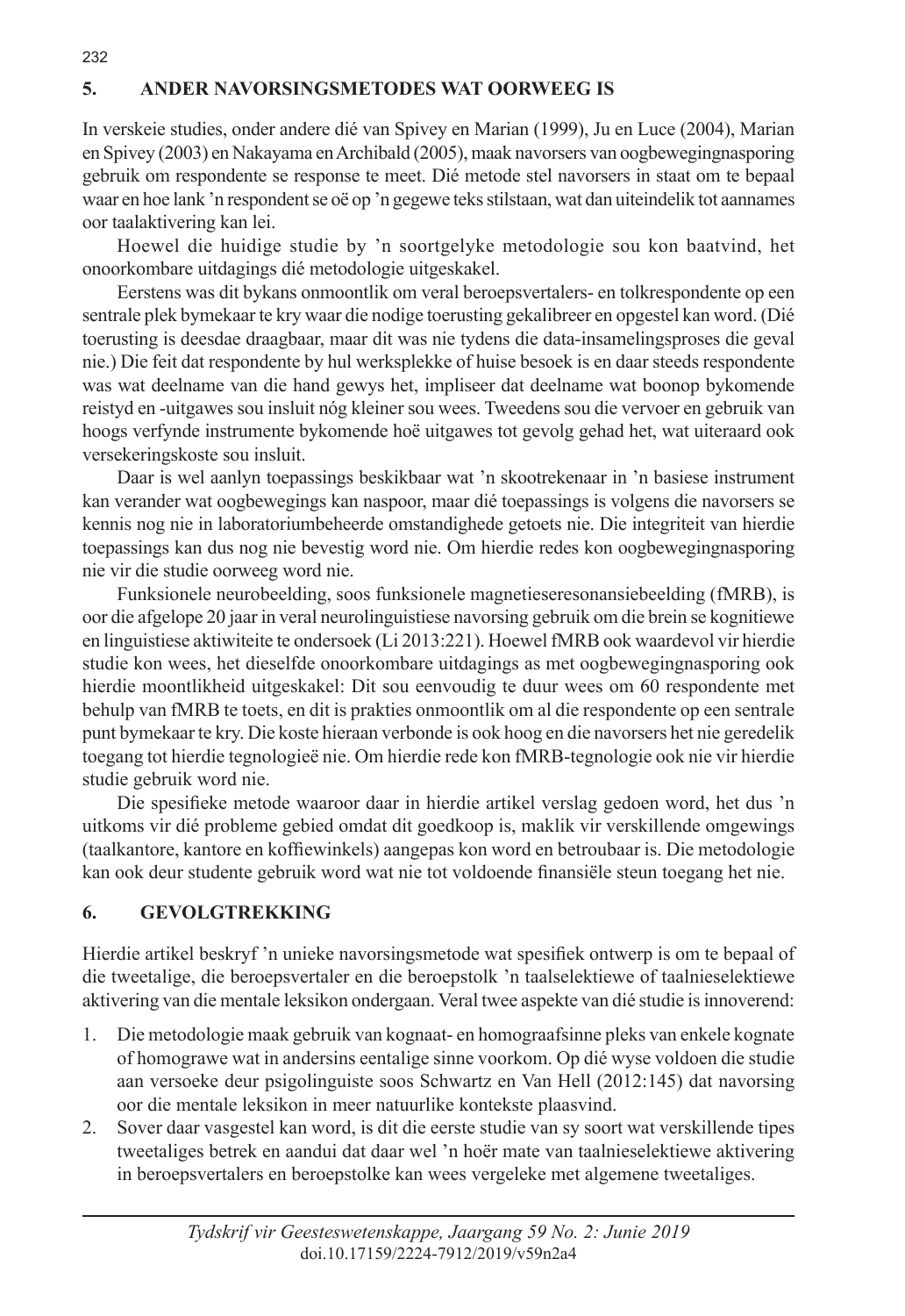## 5. ANDER NAVORSINGSMETODES WAT OORWEEG IS

In verskeie studies, onder andere dié van Spivey en Marian (1999), Ju en Luce (2004), Marian en Spivey (2003) en Nakayama en Archibald (2005), maak navorsers van oogbewegingnasporing gebruik om respondente se response te meet. Dié metode stel navorsers in staat om te bepaal waar en hoe lank 'n respondent se oë op 'n gegewe teks stilstaan, wat dan uiteindelik tot aannames oor taalaktivering kan lei.

Hoewel die huidige studie by 'n soortgelyke metodologie sou kon baatvind, het onoorkombare uitdagings dié metodologie uitgeskakel.

Eerstens was dit bykans onmoontlik om veral beroepsvertalers- en tolkrespondente op een sentrale plek bymekaar te kry waar die nodige toerusting gekalibreer en opgestel kan word. (Dié toerusting is deesdae draagbaar, maar dit was nie tydens die data-insamelingsproses die geval nie.) Die feit dat respondente by hul werksplekke of huise besoek is en daar steeds respondente was wat deelname van die hand gewys het, impliseer dat deelname wat boonop bykomende reistyd en -uitgawes sou insluit nóg kleiner sou wees. Tweedens sou die vervoer en gebruik van hoogs verfynde instrumente bykomende hoë uitgawes tot gevolg gehad het, wat uiteraard ook versekeringskoste sou insluit.

Daar is wel aanlyn toepassings beskikbaar wat 'n skootrekenaar in 'n basiese instrument kan verander wat oogbewegings kan naspoor, maar dié toepassings is volgens die navorsers se kennis nog nie in laboratoriumbeheerde omstandighede getoets nie. Die integriteit van hierdie toepassings kan dus nog nie bevestig word nie. Om hierdie redes kon oogbewegingnasporing nie vir die studie oorweeg word nie.

Funksionele neurobeelding, soos funksionele magnetieseresonansiebeelding (fMRB), is oor die afgelope 20 jaar in veral neurolinguistiese navorsing gebruik om die brein se kognitiewe en linguistiese aktiwiteite te ondersoek (Li 2013:221). Hoewel fMRB ook waardevol vir hierdie studie kon wees, het dieselfde onoorkombare uitdagings as met oogbewegingnasporing ook hierdie moontlikheid uitgeskakel: Dit sou eenvoudig te duur wees om 60 respondente met behulp van fMRB te toets, en dit is prakties onmoontlik om al die respondente op een sentrale punt bymekaar te kry. Die koste hieraan verbonde is ook hoog en die navorsers het nie geredelik toegang tot hierdie tegnologieë nie. Om hierdie rede kon fMRB-tegnologie ook nie vir hierdie studie gebruik word nie.

Die spesifieke metode waaroor daar in hierdie artikel verslag gedoen word, het dus 'n uitkoms vir dié probleme gebied omdat dit goedkoop is, maklik vir verskillende omgewings (taalkantore, kantore en koffiewinkels) aangepas kon word en betroubaar is. Die metodologie kan ook deur studente gebruik word wat nie tot voldoende finansiële steun toegang het nie.

## 6. GEVOLGTREKKING

Hierdie artikel beskryf 'n unieke navorsingsmetode wat spesifiek ontwerp is om te bepaal of die tweetalige, die beroepsvertaler en die beroepstolk 'n taalselektiewe of taalnieselektiewe aktivering van die mentale leksikon ondergaan. Veral twee aspekte van dié studie is innoverend:

1. Die metodologie maak gebruik van kognaat- en homograafsinne pleks van enkele kognate of homograwe wat in andersins eentalige sinne voorkom. Op dié wyse voldoen die studie aan versoeke deur psigolinguiste soos Schwartz en Van Hell (2012:145) dat navorsing oor die mentale leksikon in meer natuurlike kontekste plaasvind.
2. Sover daar vasgestel kan word, is dit die eerste studie van sy soort wat verskillende tipes tweetaliges betrek en aandui dat daar wel 'n hoër mate van taalnieselektiewe aktivering in beroepsvertalers en beroepstolke kan wees vergeleke met algemene tweetaliges.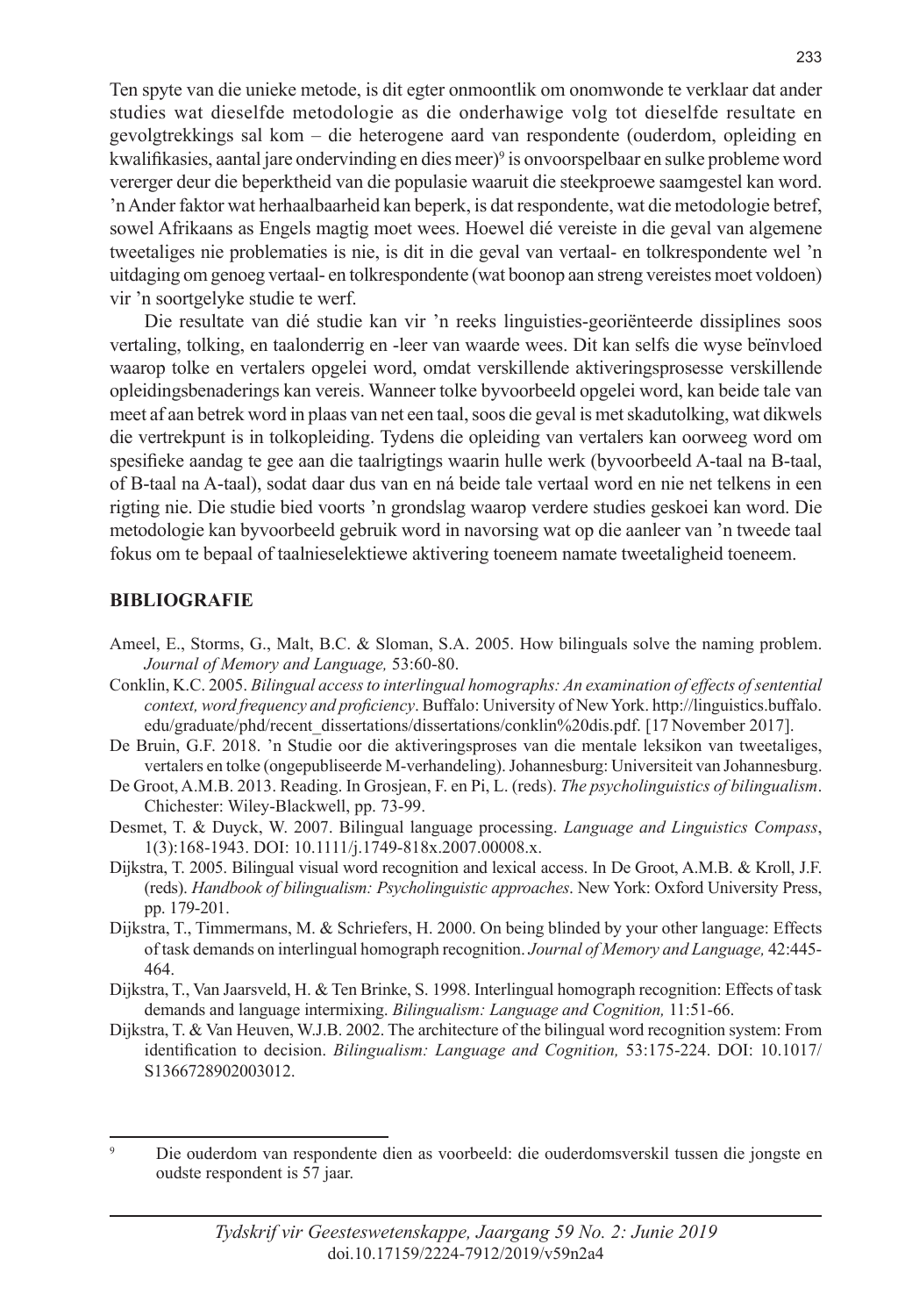Ten spyte van die unieke metode, is dit egter onmoontlik om onomwonde te verklaar dat ander studies wat dieselfde metodologie as die onderhawige volg tot dieselfde resultate en gevolgtrekkings sal kom – die heterogene aard van respondente (ouderdom, opleiding en kwalifikasies, aantal jare ondervinding en dies meer)[9] is onvoorspelbaar en sulke probleme word vererger deur die beperktheid van die populasie waaruit die steekproewe saamgestel kan word. 'n Ander faktor wat herhaalbaarheid kan beperk, is dat respondente, wat die metodologie betref, sowel Afrikaans as Engels magtig moet wees. Hoewel dié vereiste in die geval van algemene tweetaliges nie problematies is nie, is dit in die geval van vertaal- en tolkrespondente wel 'n uitdaging om genoeg vertaal- en tolkrespondente (wat boonop aan streng vereistes moet voldoen) vir 'n soortgelyke studie te werf.

Die resultate van dié studie kan vir 'n reeks linguisties-georiënteerde dissiplines soos vertaling, tolking, en taalonderrig en -leer van waarde wees. Dit kan selfs die wyse beïnvloed waarop tolke en vertalers opgelei word, omdat verskillende aktiveringsprosesse verskillende opleidingsbenaderings kan vereis. Wanneer tolke byvoorbeeld opgelei word, kan beide tale van meet af aan betrek word in plaas van net een taal, soos die geval is met skadutolking, wat dikwels die vertrekpunt is in tolkopleiding. Tydens die opleiding van vertalers kan oorweeg word om spesifieke aandag te gee aan die taalrigtings waarin hulle werk (byvoorbeeld A-taal na B-taal, of B-taal na A-taal), sodat daar dus van en ná beide tale vertaal word en nie net telkens in een rigting nie. Die studie bied voorts 'n grondslag waarop verdere studies geskoei kan word. Die metodologie kan byvoorbeeld gebruik word in navorsing wat op die aanleer van 'n tweede taal fokus om te bepaal of taalnieselektiewe aktivering toeneem namate tweetaligheid toeneem.

## BIBLIOGRAFIE

Ameel, E., Storms, G., Malt, B.C. & Sloman, S.A. 2005. How bilinguals solve the naming problem. *Journal of Memory and Language,* 53:60-80.

Conklin, K.C. 2005. *Bilingual access to interlingual homographs: An examination of effects of sentential context, word frequency and proficiency*. Buffalo: University of New York. http://linguistics.buffalo.edu/graduate/phd/recent_dissertations/dissertations/conklin%20dis.pdf. [17 November 2017].

De Bruin, G.F. 2018. 'n Studie oor die aktiveringsproses van die mentale leksikon van tweetaliges, vertalers en tolke (ongepubliseerde M-verhandeling). Johannesburg: Universiteit van Johannesburg.

De Groot, A.M.B. 2013. Reading. In Grosjean, F. en Pi, L. (reds). *The psycholinguistics of bilingualism*. Chichester: Wiley-Blackwell, pp. 73-99.

Desmet, T. & Duyck, W. 2007. Bilingual language processing. *Language and Linguistics Compass*, 1(3):168-1943. DOI: 10.1111/j.1749-818x.2007.00008.x.

Dijkstra, T. 2005. Bilingual visual word recognition and lexical access. In De Groot, A.M.B. & Kroll, J.F. (reds). *Handbook of bilingualism: Psycholinguistic approaches*. New York: Oxford University Press, pp. 179-201.

Dijkstra, T., Timmermans, M. & Schriefers, H. 2000. On being blinded by your other language: Effects of task demands on interlingual homograph recognition. *Journal of Memory and Language,* 42:445-464.

Dijkstra, T., Van Jaarsveld, H. & Ten Brinke, S. 1998. Interlingual homograph recognition: Effects of task demands and language intermixing. *Bilingualism: Language and Cognition,* 11:51-66.

Dijkstra, T. & Van Heuven, W.J.B. 2002. The architecture of the bilingual word recognition system: From identification to decision. *Bilingualism: Language and Cognition,* 53:175-224. DOI: 10.1017/S1366728902003012.

---

[9] Die ouderdom van respondente dien as voorbeeld: die ouderdomsverskil tussen die jongste en oudste respondent is 57 jaar.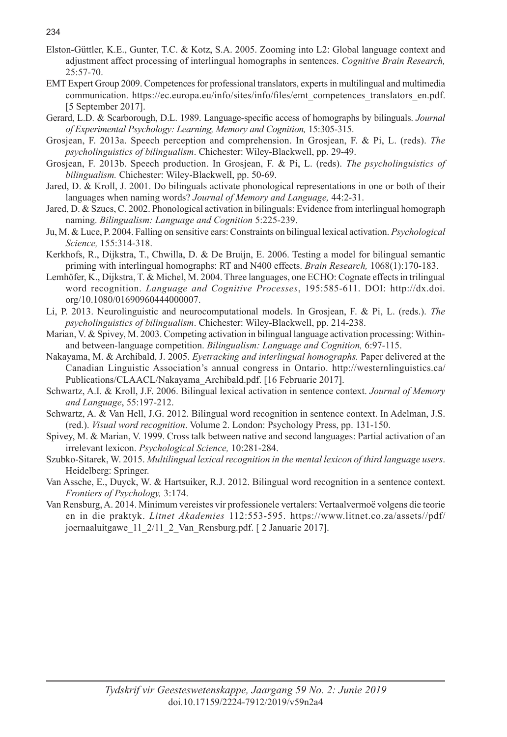Elston-Güttler, K.E., Gunter, T.C. & Kotz, S.A. 2005. Zooming into L2: Global language context and adjustment affect processing of interlingual homographs in sentences. *Cognitive Brain Research,* 25:57-70.

EMT Expert Group 2009. Competences for professional translators, experts in multilingual and multimedia communication. https://ec.europa.eu/info/sites/info/files/emt_competences_translators_en.pdf. [5 September 2017].

Gerard, L.D. & Scarborough, D.L. 1989. Language-specific access of homographs by bilinguals. *Journal of Experimental Psychology: Learning, Memory and Cognition,* 15:305-315.

Grosjean, F. 2013a. Speech perception and comprehension. In Grosjean, F. & Pi, L. (reds). *The psycholinguistics of bilingualism*. Chichester: Wiley-Blackwell, pp. 29-49.

Grosjean, F. 2013b. Speech production. In Grosjean, F. & Pi, L. (reds). *The psycholinguistics of bilingualism.* Chichester: Wiley-Blackwell, pp. 50-69.

Jared, D. & Kroll, J. 2001. Do bilinguals activate phonological representations in one or both of their languages when naming words? *Journal of Memory and Language,* 44:2-31.

Jared, D. & Szucs, C. 2002. Phonological activation in bilinguals: Evidence from interlingual homograph naming. *Bilingualism: Language and Cognition* 5:225-239.

Ju, M. & Luce, P. 2004. Falling on sensitive ears: Constraints on bilingual lexical activation. *Psychological Science,* 155:314-318.

Kerkhofs, R., Dijkstra, T., Chwilla, D. & De Bruijn, E. 2006. Testing a model for bilingual semantic priming with interlingual homographs: RT and N400 effects. *Brain Research,* 1068(1):170-183.

Lemhöfer, K., Dijkstra, T. & Michel, M. 2004. Three languages, one ECHO: Cognate effects in trilingual word recognition. *Language and Cognitive Processes*, 195:585-611. DOI: http://dx.doi.org/10.1080/01690960444000007.

Li, P. 2013. Neurolinguistic and neurocomputational models. In Grosjean, F. & Pi, L. (reds.). *The psycholinguistics of bilingualism*. Chichester: Wiley-Blackwell, pp. 214-238.

Marian, V. & Spivey, M. 2003. Competing activation in bilingual language activation processing: Within- and between-language competition. *Bilingualism: Language and Cognition,* 6:97-115.

Nakayama, M. & Archibald, J. 2005. *Eyetracking and interlingual homographs.* Paper delivered at the Canadian Linguistic Association's annual congress in Ontario. http://westernlinguistics.ca/Publications/CLAACL/Nakayama_Archibald.pdf. [16 Februarie 2017].

Schwartz, A.I. & Kroll, J.F. 2006. Bilingual lexical activation in sentence context. *Journal of Memory and Language*, 55:197-212.

Schwartz, A. & Van Hell, J.G. 2012. Bilingual word recognition in sentence context. In Adelman, J.S. (red.). *Visual word recognition*. Volume 2. London: Psychology Press, pp. 131-150.

Spivey, M. & Marian, V. 1999. Cross talk between native and second languages: Partial activation of an irrelevant lexicon. *Psychological Science,* 10:281-284.

Szubko-Sitarek, W. 2015. *Multilingual lexical recognition in the mental lexicon of third language users*. Heidelberg: Springer.

Van Assche, E., Duyck, W. & Hartsuiker, R.J. 2012. Bilingual word recognition in a sentence context. *Frontiers of Psychology,* 3:174.

Van Rensburg, A. 2014. Minimum vereistes vir professionele vertalers: Vertaalvermoë volgens die teorie en in die praktyk. *Litnet Akademies* 112:553-595. https://www.litnet.co.za/assets//pdf/joernaaluitgawe_11_2/11_2_Van_Rensburg.pdf. [ 2 Januarie 2017].